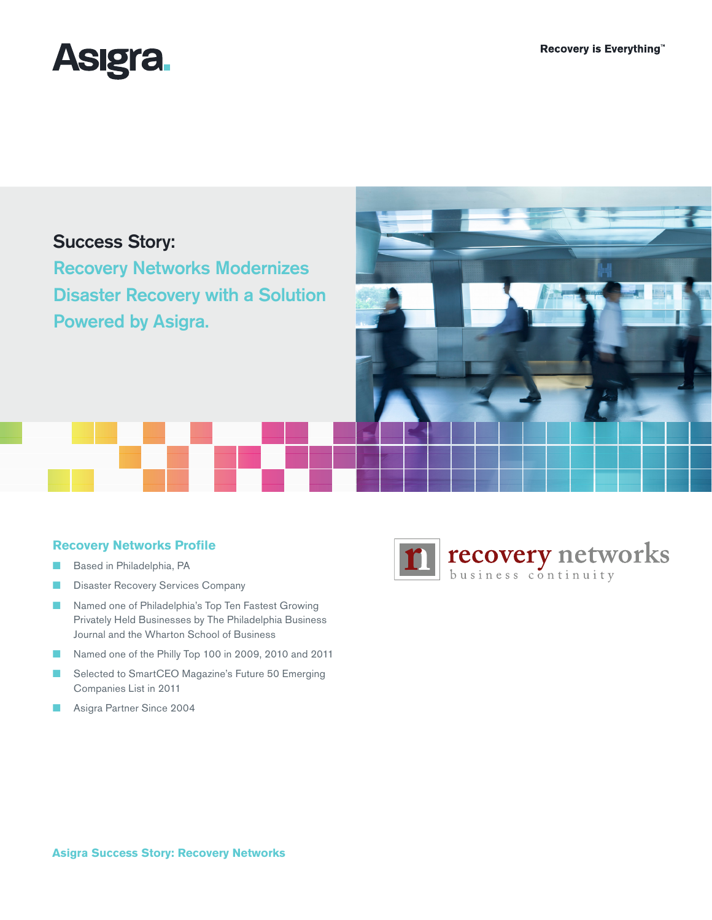# Success Story:

## Recovery Networks Modernizes Disaster Recovery with a Solution Powered by Asigra.

### Recovery Networks Profile

- Based in Philadelphia, PA
- Disaster Recovery Services Company
- Named one of Philadelphia's Top Ten Fastest Growing Privately Held Businesses by The Philadelphia Business Journal and the Wharton School of Business
- Named one of the Philly Top 100 in 2009, 2010 and 2011
- Selected to SmartCEO Magazine's Future 50 Emerging Companies List in 2011
- Asigra Partner Since 2004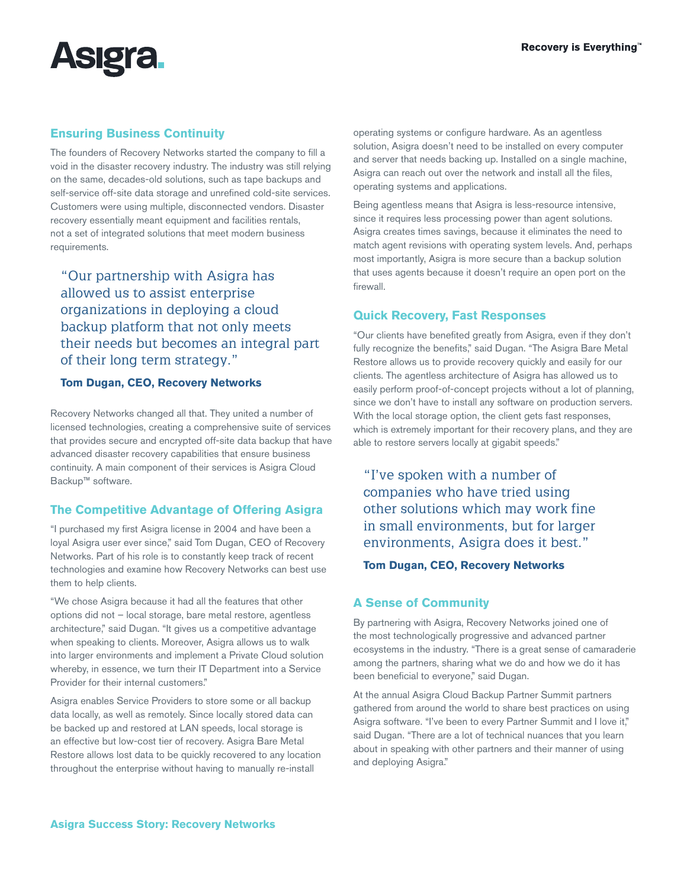## Ensuring Business Continuity

The founders of Recovery Networks started the company to fill a void in the disaster recovery industry. The industry was still relying on the same, decades-old solutions, such as tape backups and self-service off-site data storage and unrefined cold-site services. Customers were using multiple, disconnected vendors. Disaster recovery essentially meant equipment and facilities rentals, not a set of integrated solutions that meet modern business requirements.

> "Our partnership with Asigra has allowed us to assist enterprise organizations in deploying a cloud backup platform that not only meets their needs but becomes an integral part of their long term strategy."
>
> **Tom Dugan, CEO, Recovery Networks**

Recovery Networks changed all that. They united a number of licensed technologies, creating a comprehensive suite of services that provides secure and encrypted off-site data backup that have advanced disaster recovery capabilities that ensure business continuity. A main component of their services is Asigra Cloud Backup™ software.

## The Competitive Advantage of Offering Asigra

"I purchased my first Asigra license in 2004 and have been a loyal Asigra user ever since," said Tom Dugan, CEO of Recovery Networks. Part of his role is to constantly keep track of recent technologies and examine how Recovery Networks can best use them to help clients.

"We chose Asigra because it had all the features that other options did not – local storage, bare metal restore, agentless architecture," said Dugan. "It gives us a competitive advantage when speaking to clients. Moreover, Asigra allows us to walk into larger environments and implement a Private Cloud solution whereby, in essence, we turn their IT Department into a Service Provider for their internal customers."

Asigra enables Service Providers to store some or all backup data locally, as well as remotely. Since locally stored data can be backed up and restored at LAN speeds, local storage is an effective but low-cost tier of recovery. Asigra Bare Metal Restore allows lost data to be quickly recovered to any location throughout the enterprise without having to manually re-install operating systems or configure hardware. As an agentless solution, Asigra doesn't need to be installed on every computer and server that needs backing up. Installed on a single machine, Asigra can reach out over the network and install all the files, operating systems and applications.

Being agentless means that Asigra is less-resource intensive, since it requires less processing power than agent solutions. Asigra creates times savings, because it eliminates the need to match agent revisions with operating system levels. And, perhaps most importantly, Asigra is more secure than a backup solution that uses agents because it doesn't require an open port on the firewall.

## Quick Recovery, Fast Responses

"Our clients have benefited greatly from Asigra, even if they don't fully recognize the benefits," said Dugan. "The Asigra Bare Metal Restore allows us to provide recovery quickly and easily for our clients. The agentless architecture of Asigra has allowed us to easily perform proof-of-concept projects without a lot of planning, since we don't have to install any software on production servers. With the local storage option, the client gets fast responses, which is extremely important for their recovery plans, and they are able to restore servers locally at gigabit speeds."

> "I've spoken with a number of companies who have tried using other solutions which may work fine in small environments, but for larger environments, Asigra does it best."
>
> **Tom Dugan, CEO, Recovery Networks**

## A Sense of Community

By partnering with Asigra, Recovery Networks joined one of the most technologically progressive and advanced partner ecosystems in the industry. "There is a great sense of camaraderie among the partners, sharing what we do and how we do it has been beneficial to everyone," said Dugan.

At the annual Asigra Cloud Backup Partner Summit partners gathered from around the world to share best practices on using Asigra software. "I've been to every Partner Summit and I love it," said Dugan. "There are a lot of technical nuances that you learn about in speaking with other partners and their manner of using and deploying Asigra."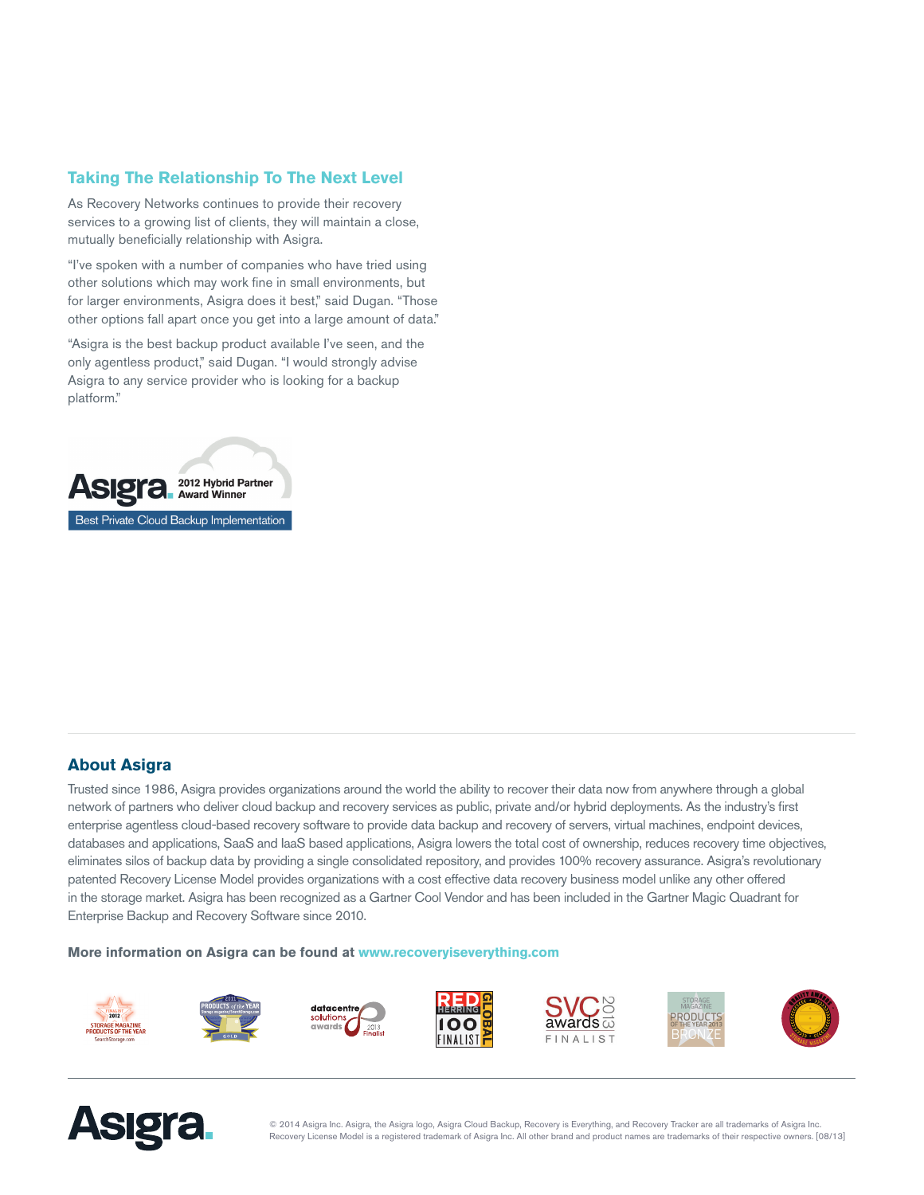## Taking The Relationship To The Next Level

As Recovery Networks continues to provide their recovery services to a growing list of clients, they will maintain a close, mutually beneficially relationship with Asigra.

"I've spoken with a number of companies who have tried using other solutions which may work fine in small environments, but for larger environments, Asigra does it best," said Dugan. "Those other options fall apart once you get into a large amount of data."

"Asigra is the best backup product available I've seen, and the only agentless product," said Dugan. "I would strongly advise Asigra to any service provider who is looking for a backup platform."

Asigra 2012 Hybrid Partner Award Winner

Best Private Cloud Backup Implementation

## About Asigra

Trusted since 1986, Asigra provides organizations around the world the ability to recover their data now from anywhere through a global network of partners who deliver cloud backup and recovery services as public, private and/or hybrid deployments. As the industry's first enterprise agentless cloud-based recovery software to provide data backup and recovery of servers, virtual machines, endpoint devices, databases and applications, SaaS and IaaS based applications, Asigra lowers the total cost of ownership, reduces recovery time objectives, eliminates silos of backup data by providing a single consolidated repository, and provides 100% recovery assurance. Asigra's revolutionary patented Recovery License Model provides organizations with a cost effective data recovery business model unlike any other offered in the storage market. Asigra has been recognized as a Gartner Cool Vendor and has been included in the Gartner Magic Quadrant for Enterprise Backup and Recovery Software since 2010.

**More information on Asigra can be found at www.recoveryiseverything.com**

© 2014 Asigra Inc. Asigra, the Asigra logo, Asigra Cloud Backup, Recovery is Everything, and Recovery Tracker are all trademarks of Asigra Inc. Recovery License Model is a registered trademark of Asigra Inc. All other brand and product names are trademarks of their respective owners. [08/13]